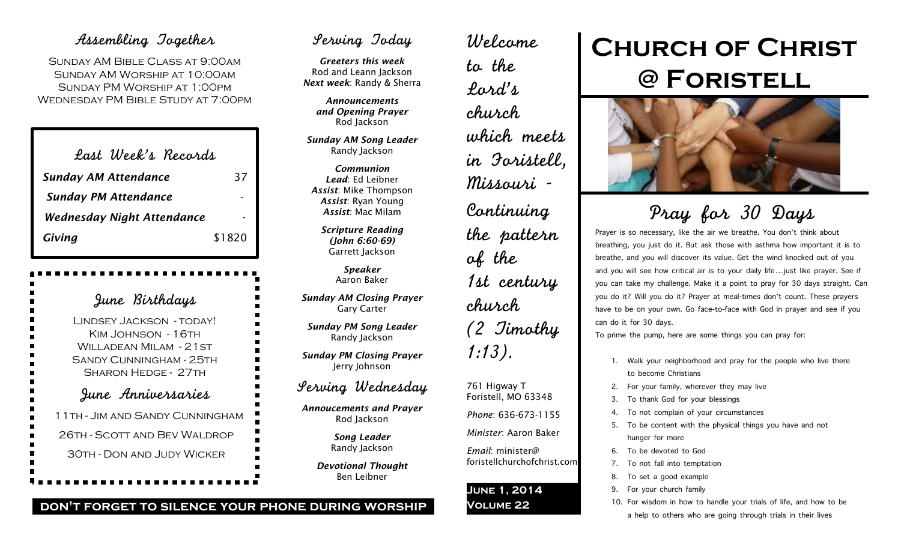## Assembling Together

Sunday AM Bible Class at 9:00am
Sunday AM Worship at 10:00am
Sunday PM Worship at 1:00pm
Wednesday PM Bible Study at 7:00pm

## Last Week's Records

| | |
|---|---|
| *Sunday AM Attendance* | 37 |
| *Sunday PM Attendance* | - |
| *Wednesday Night Attendance* | - |
| *Giving* | $1820 |

## June Birthdays

Lindsey Jackson - today!
Kim Johnson - 16th
Willadean Milam - 21st
Sandy Cunningham - 25th
Sharon Hedge - 27th

## June Anniversaries

11th - Jim and Sandy Cunningham
26th - Scott and Bev Waldrop
30th - Don and Judy Wicker

## Serving Today

***Greeters this week***
Rod and Leann Jackson
***Next week***: Randy & Sherra

***Announcements and Opening Prayer***
Rod Jackson

***Sunday AM Song Leader***
Randy Jackson

***Communion***
***Lead***: Ed Leibner
***Assist***: Mike Thompson
***Assist***: Ryan Young
***Assist***: Mac Milam

***Scripture Reading (John 6:60-69)***
Garrett Jackson

***Speaker***
Aaron Baker

***Sunday AM Closing Prayer***
Gary Carter

***Sunday PM Song Leader***
Randy Jackson

***Sunday PM Closing Prayer***
Jerry Johnson

## Serving Wednesday

***Annoucements and Prayer***
Rod Jackson

***Song Leader***
Randy Jackson

***Devotional Thought***
Ben Leibner

**DON'T FORGET TO SILENCE YOUR PHONE DURING WORSHIP**

Welcome to the Lord's church which meets in Foristell, Missouri - Continuing the pattern of the 1st century church (2 Timothy 1:13).

761 Higway T
Foristell, MO 63348

*Phone*: 636-673-1155

*Minister*: Aaron Baker

*Email*: minister@foristellchurchofchrist.com

**June 1, 2014**
**Volume 22**

# Church of Christ @ Foristell

## Pray for 30 Days

Prayer is so necessary, like the air we breathe. You don't think about breathing, you just do it. But ask those with asthma how important it is to breathe, and you will discover its value. Get the wind knocked out of you and you will see how critical air is to your daily life…just like prayer. See if you can take my challenge. Make it a point to pray for 30 days straight. Can you do it? Will you do it? Prayer at meal-times don't count. These prayers have to be on your own. Go face-to-face with God in prayer and see if you can do it for 30 days.

To prime the pump, here are some things you can pray for:

1. Walk your neighborhood and pray for the people who live there to become Christians
2. For your family, wherever they may live
3. To thank God for your blessings
4. To not complain of your circumstances
5. To be content with the physical things you have and not hunger for more
6. To be devoted to God
7. To not fall into temptation
8. To set a good example
9. For your church family
10. For wisdom in how to handle your trials of life, and how to be a help to others who are going through trials in their lives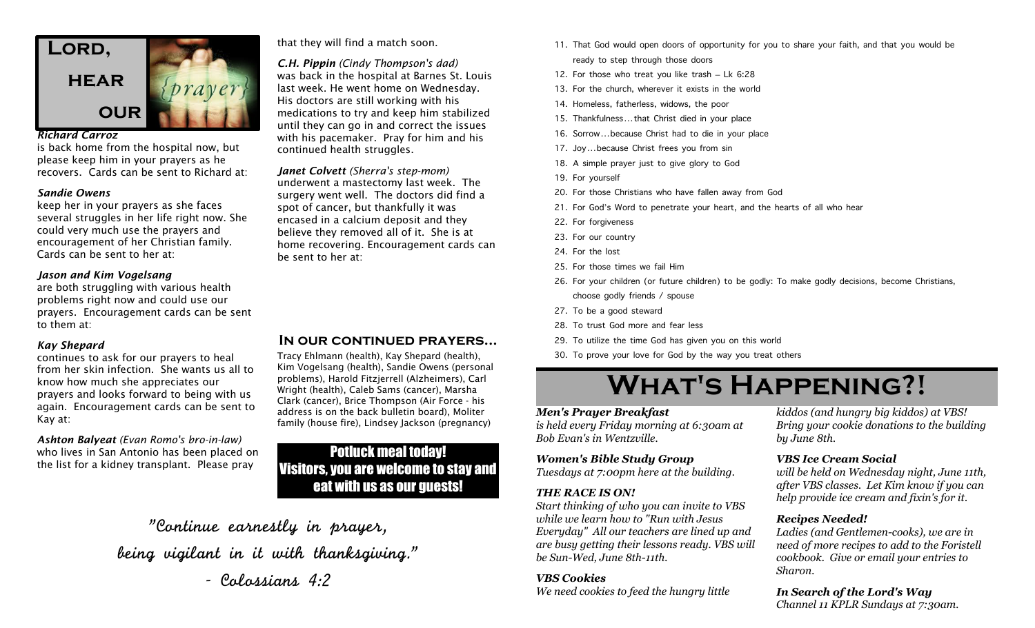# Lord, hear our {prayer}

***Richard Carroz***
is back home from the hospital now, but please keep him in your prayers as he recovers. Cards can be sent to Richard at:

***Sandie Owens***
keep her in your prayers as she faces several struggles in her life right now. She could very much use the prayers and encouragement of her Christian family. Cards can be sent to her at:

***Jason and Kim Vogelsang***
are both struggling with various health problems right now and could use our prayers. Encouragement cards can be sent to them at:

***Kay Shepard***
continues to ask for our prayers to heal from her skin infection. She wants us all to know how much she appreciates our prayers and looks forward to being with us again. Encouragement cards can be sent to Kay at:

***Ashton Balyeat*** *(Evan Romo's bro-in-law)*
who lives in San Antonio has been placed on the list for a kidney transplant. Please pray that they will find a match soon.

***C.H. Pippin*** *(Cindy Thompson's dad)*
was back in the hospital at Barnes St. Louis last week. He went home on Wednesday. His doctors are still working with his medications to try and keep him stabilized until they can go in and correct the issues with his pacemaker. Pray for him and his continued health struggles.

***Janet Colvett*** *(Sherra's step-mom)*
underwent a mastectomy last week. The surgery went well. The doctors did find a spot of cancer, but thankfully it was encased in a calcium deposit and they believe they removed all of it. She is at home recovering. Encouragement cards can be sent to her at:

## In our continued prayers...

Tracy Ehlmann (health), Kay Shepard (health), Kim Vogelsang (health), Sandie Owens (personal problems), Harold Fitzjerrell (Alzheimers), Carl Wright (health), Caleb Sams (cancer), Marsha Clark (cancer), Brice Thompson (Air Force - his address is on the back bulletin board), Moliter family (house fire), Lindsey Jackson (pregnancy)

**Potluck meal today! Visitors, you are welcome to stay and eat with us as our guests!**

"Continue earnestly in prayer, being vigilant in it with thanksgiving."
- Colossians 4:2

11. That God would open doors of opportunity for you to share your faith, and that you would be ready to step through those doors
12. For those who treat you like trash – Lk 6:28
13. For the church, wherever it exists in the world
14. Homeless, fatherless, widows, the poor
15. Thankfulness...that Christ died in your place
16. Sorrow...because Christ had to die in your place
17. Joy...because Christ frees you from sin
18. A simple prayer just to give glory to God
19. For yourself
20. For those Christians who have fallen away from God
21. For God's Word to penetrate your heart, and the hearts of all who hear
22. For forgiveness
23. For our country
24. For the lost
25. For those times we fail Him
26. For your children (or future children) to be godly: To make godly decisions, become Christians, choose godly friends / spouse
27. To be a good steward
28. To trust God more and fear less
29. To utilize the time God has given you on this world
30. To prove your love for God by the way you treat others

# What's Happening?!

***Men's Prayer Breakfast***
*is held every Friday morning at 6:30am at Bob Evan's in Wentzville.*

***Women's Bible Study Group***
*Tuesdays at 7:00pm here at the building.*

***THE RACE IS ON!***
*Start thinking of who you can invite to VBS while we learn how to "Run with Jesus Everyday" All our teachers are lined up and are busy getting their lessons ready. VBS will be Sun-Wed, June 8th-11th.*

***VBS Cookies***
*We need cookies to feed the hungry little kiddos (and hungry big kiddos) at VBS! Bring your cookie donations to the building by June 8th.*

***VBS Ice Cream Social***
*will be held on Wednesday night, June 11th, after VBS classes. Let Kim know if you can help provide ice cream and fixin's for it.*

***Recipes Needed!***
*Ladies (and Gentlemen-cooks), we are in need of more recipes to add to the Foristell cookbook. Give or email your entries to Sharon.*

***In Search of the Lord's Way***
*Channel 11 KPLR Sundays at 7:30am.*